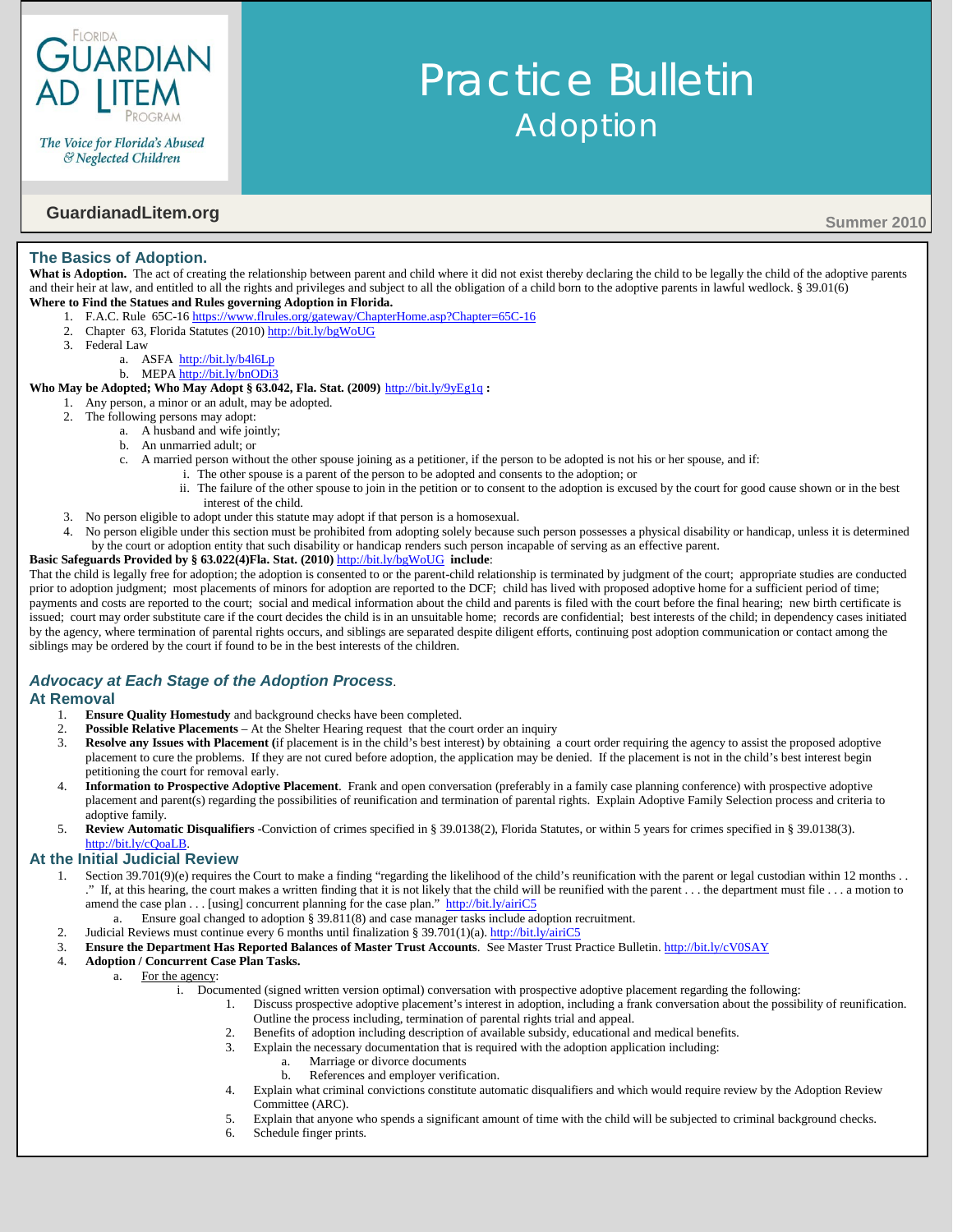Florida Guardian ad Litem Program

*The Voice for Florida's Abused & Neglected Children*

# Practice Bulletin
## Adoption

GuardianadLitem.org

Summer 2010

## The Basics of Adoption.

**What is Adoption.** The act of creating the relationship between parent and child where it did not exist thereby declaring the child to be legally the child of the adoptive parents and their heir at law, and entitled to all the rights and privileges and subject to all the obligation of a child born to the adoptive parents in lawful wedlock. § 39.01(6)

**Where to Find the Statues and Rules governing Adoption in Florida.**

1. F.A.C. Rule 65C-16 https://www.flrules.org/gateway/ChapterHome.asp?Chapter=65C-16
2. Chapter 63, Florida Statutes (2010) http://bit.ly/bgWoUG
3. Federal Law
   a. ASFA http://bit.ly/b4l6Lp
   b. MEPA http://bit.ly/bnODi3

**Who May be Adopted; Who May Adopt § 63.042, Fla. Stat. (2009)** http://bit.ly/9yEg1q **:**

1. Any person, a minor or an adult, may be adopted.
2. The following persons may adopt:
   a. A husband and wife jointly;
   b. An unmarried adult; or
   c. A married person without the other spouse joining as a petitioner, if the person to be adopted is not his or her spouse, and if:
      i. The other spouse is a parent of the person to be adopted and consents to the adoption; or
      ii. The failure of the other spouse to join in the petition or to consent to the adoption is excused by the court for good cause shown or in the best interest of the child.
3. No person eligible to adopt under this statute may adopt if that person is a homosexual.
4. No person eligible under this section must be prohibited from adopting solely because such person possesses a physical disability or handicap, unless it is determined by the court or adoption entity that such disability or handicap renders such person incapable of serving as an effective parent.

**Basic Safeguards Provided by § 63.022(4)Fla. Stat. (2010)** http://bit.ly/bgWoUG **include**:

That the child is legally free for adoption; the adoption is consented to or the parent-child relationship is terminated by judgment of the court; appropriate studies are conducted prior to adoption judgment; most placements of minors for adoption are reported to the DCF; child has lived with proposed adoptive home for a sufficient period of time; payments and costs are reported to the court; social and medical information about the child and parents is filed with the court before the final hearing; new birth certificate is issued; court may order substitute care if the court decides the child is in an unsuitable home; records are confidential; best interests of the child; in dependency cases initiated by the agency, where termination of parental rights occurs, and siblings are separated despite diligent efforts, continuing post adoption communication or contact among the siblings may be ordered by the court if found to be in the best interests of the children.

## *Advocacy at Each Stage of the Adoption Process*.

### At Removal

1. **Ensure Quality Homestudy** and background checks have been completed.
2. **Possible Relative Placements** – At the Shelter Hearing request that the court order an inquiry
3. **Resolve any Issues with Placement (**if placement is in the child's best interest) by obtaining a court order requiring the agency to assist the proposed adoptive placement to cure the problems. If they are not cured before adoption, the application may be denied. If the placement is not in the child's best interest begin petitioning the court for removal early.
4. **Information to Prospective Adoptive Placement**. Frank and open conversation (preferably in a family case planning conference) with prospective adoptive placement and parent(s) regarding the possibilities of reunification and termination of parental rights. Explain Adoptive Family Selection process and criteria to adoptive family.
5. **Review Automatic Disqualifiers** -Conviction of crimes specified in § 39.0138(2), Florida Statutes, or within 5 years for crimes specified in § 39.0138(3). http://bit.ly/cQoaLB.

### At the Initial Judicial Review

1. Section 39.701(9)(e) requires the Court to make a finding "regarding the likelihood of the child's reunification with the parent or legal custodian within 12 months . . ." If, at this hearing, the court makes a written finding that it is not likely that the child will be reunified with the parent . . . the department must file . . . a motion to amend the case plan . . . [using] concurrent planning for the case plan." http://bit.ly/airiC5
   a. Ensure goal changed to adoption § 39.811(8) and case manager tasks include adoption recruitment.
2. Judicial Reviews must continue every 6 months until finalization § 39.701(1)(a). http://bit.ly/airiC5
3. **Ensure the Department Has Reported Balances of Master Trust Accounts**. See Master Trust Practice Bulletin. http://bit.ly/cV0SAY
4. **Adoption / Concurrent Case Plan Tasks.**
   a. For the agency:
      i. Documented (signed written version optimal) conversation with prospective adoptive placement regarding the following:
         1. Discuss prospective adoptive placement's interest in adoption, including a frank conversation about the possibility of reunification. Outline the process including, termination of parental rights trial and appeal.
         2. Benefits of adoption including description of available subsidy, educational and medical benefits.
         3. Explain the necessary documentation that is required with the adoption application including:
            a. Marriage or divorce documents
            b. References and employer verification.
         4. Explain what criminal convictions constitute automatic disqualifiers and which would require review by the Adoption Review Committee (ARC).
         5. Explain that anyone who spends a significant amount of time with the child will be subjected to criminal background checks.
         6. Schedule finger prints.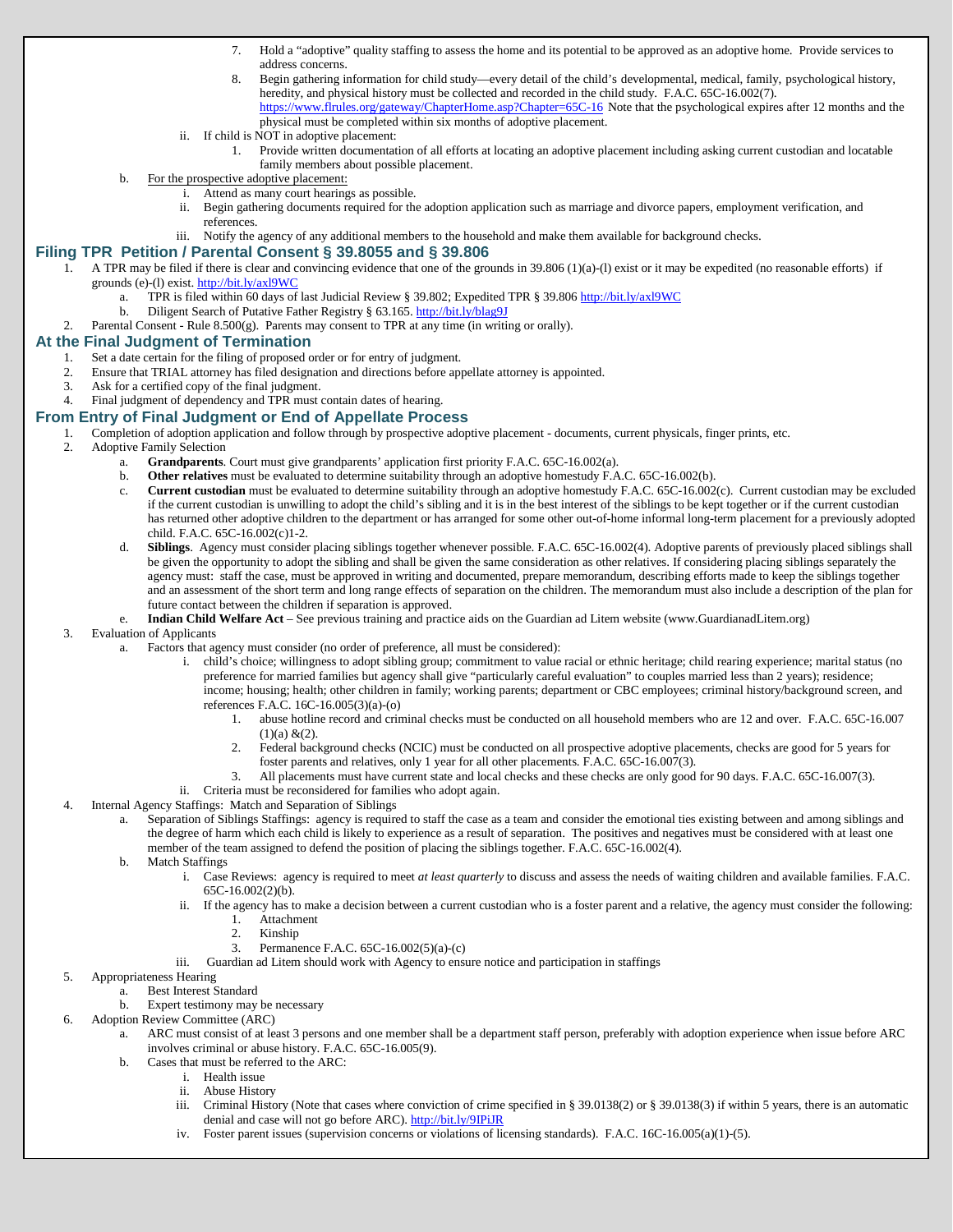7. Hold a "adoptive" quality staffing to assess the home and its potential to be approved as an adoptive home. Provide services to address concerns.
8. Begin gathering information for child study—every detail of the child's developmental, medical, family, psychological history, heredity, and physical history must be collected and recorded in the child study. F.A.C. 65C-16.002(7). https://www.flrules.org/gateway/ChapterHome.asp?Chapter=65C-16 Note that the psychological expires after 12 months and the physical must be completed within six months of adoptive placement.

   ii. If child is NOT in adoptive placement:
      1. Provide written documentation of all efforts at locating an adoptive placement including asking current custodian and locatable family members about possible placement.

b. For the prospective adoptive placement:
   i. Attend as many court hearings as possible.
   ii. Begin gathering documents required for the adoption application such as marriage and divorce papers, employment verification, and references.
   iii. Notify the agency of any additional members to the household and make them available for background checks.

## Filing TPR Petition / Parental Consent § 39.8055 and § 39.806

1. A TPR may be filed if there is clear and convincing evidence that one of the grounds in 39.806 (1)(a)-(l) exist or it may be expedited (no reasonable efforts) if grounds (e)-(l) exist. http://bit.ly/axl9WC
   a. TPR is filed within 60 days of last Judicial Review § 39.802; Expedited TPR § 39.806 http://bit.ly/axl9WC
   b. Diligent Search of Putative Father Registry § 63.165. http://bit.ly/blag9J
2. Parental Consent - Rule 8.500(g). Parents may consent to TPR at any time (in writing or orally).

## At the Final Judgment of Termination

1. Set a date certain for the filing of proposed order or for entry of judgment.
2. Ensure that TRIAL attorney has filed designation and directions before appellate attorney is appointed.
3. Ask for a certified copy of the final judgment.
4. Final judgment of dependency and TPR must contain dates of hearing.

## From Entry of Final Judgment or End of Appellate Process

1. Completion of adoption application and follow through by prospective adoptive placement - documents, current physicals, finger prints, etc.
2. Adoptive Family Selection
   a. **Grandparents**. Court must give grandparents' application first priority F.A.C. 65C-16.002(a).
   b. **Other relatives** must be evaluated to determine suitability through an adoptive homestudy F.A.C. 65C-16.002(b).
   c. **Current custodian** must be evaluated to determine suitability through an adoptive homestudy F.A.C. 65C-16.002(c). Current custodian may be excluded if the current custodian is unwilling to adopt the child's sibling and it is in the best interest of the siblings to be kept together or if the current custodian has returned other adoptive children to the department or has arranged for some other out-of-home informal long-term placement for a previously adopted child. F.A.C. 65C-16.002(c)1-2.
   d. **Siblings**. Agency must consider placing siblings together whenever possible. F.A.C. 65C-16.002(4). Adoptive parents of previously placed siblings shall be given the opportunity to adopt the sibling and shall be given the same consideration as other relatives. If considering placing siblings separately the agency must: staff the case, must be approved in writing and documented, prepare memorandum, describing efforts made to keep the siblings together and an assessment of the short term and long range effects of separation on the children. The memorandum must also include a description of the plan for future contact between the children if separation is approved.
   e. **Indian Child Welfare Act** – See previous training and practice aids on the Guardian ad Litem website (www.GuardianadLitem.org)
3. Evaluation of Applicants
   a. Factors that agency must consider (no order of preference, all must be considered):
      i. child's choice; willingness to adopt sibling group; commitment to value racial or ethnic heritage; child rearing experience; marital status (no preference for married families but agency shall give "particularly careful evaluation" to couples married less than 2 years); residence; income; housing; health; other children in family; working parents; department or CBC employees; criminal history/background screen, and references F.A.C. 16C-16.005(3)(a)-(o)
         1. abuse hotline record and criminal checks must be conducted on all household members who are 12 and over. F.A.C. 65C-16.007 (1)(a) &(2).
         2. Federal background checks (NCIC) must be conducted on all prospective adoptive placements, checks are good for 5 years for foster parents and relatives, only 1 year for all other placements. F.A.C. 65C-16.007(3).
         3. All placements must have current state and local checks and these checks are only good for 90 days. F.A.C. 65C-16.007(3).
      ii. Criteria must be reconsidered for families who adopt again.
4. Internal Agency Staffings: Match and Separation of Siblings
   a. Separation of Siblings Staffings: agency is required to staff the case as a team and consider the emotional ties existing between and among siblings and the degree of harm which each child is likely to experience as a result of separation. The positives and negatives must be considered with at least one member of the team assigned to defend the position of placing the siblings together. F.A.C. 65C-16.002(4).
   b. Match Staffings
      i. Case Reviews: agency is required to meet *at least quarterly* to discuss and assess the needs of waiting children and available families. F.A.C. 65C-16.002(2)(b).
      ii. If the agency has to make a decision between a current custodian who is a foster parent and a relative, the agency must consider the following:
         1. Attachment
         2. Kinship
         3. Permanence F.A.C. 65C-16.002(5)(a)-(c)
      iii. Guardian ad Litem should work with Agency to ensure notice and participation in staffings
5. Appropriateness Hearing
   a. Best Interest Standard
   b. Expert testimony may be necessary
6. Adoption Review Committee (ARC)
   a. ARC must consist of at least 3 persons and one member shall be a department staff person, preferably with adoption experience when issue before ARC involves criminal or abuse history. F.A.C. 65C-16.005(9).
   b. Cases that must be referred to the ARC:
      i. Health issue
      ii. Abuse History
      iii. Criminal History (Note that cases where conviction of crime specified in § 39.0138(2) or § 39.0138(3) if within 5 years, there is an automatic denial and case will not go before ARC). http://bit.ly/9IPiJR
      iv. Foster parent issues (supervision concerns or violations of licensing standards). F.A.C. 16C-16.005(a)(1)-(5).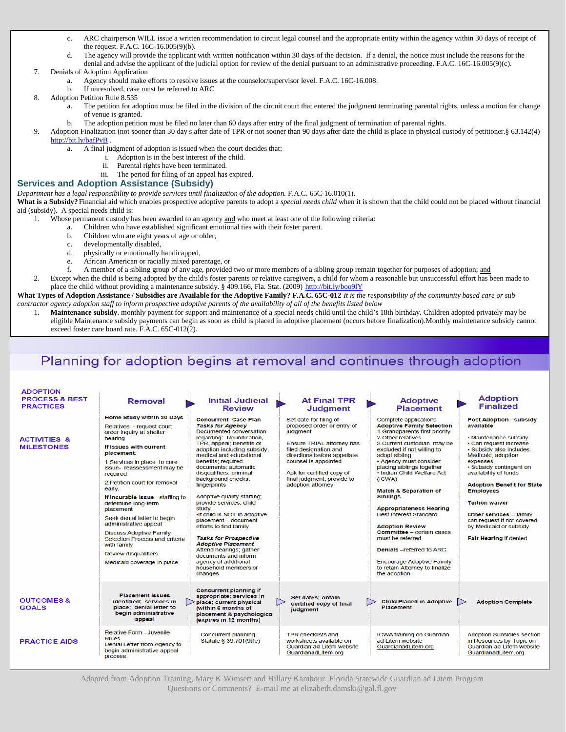c. ARC chairperson WILL issue a written recommendation to circuit legal counsel and the appropriate entity within the agency within 30 days of receipt of the request. F.A.C. 16C-16.005(9)(b).

d. The agency will provide the applicant with written notification within 30 days of the decision. If a denial, the notice must include the reasons for the denial and advise the applicant of the judicial option for review of the denial pursuant to an administrative proceeding. F.A.C. 16C-16.005(9)(c).

7. Denials of Adoption Application
   a. Agency should make efforts to resolve issues at the counselor/supervisor level. F.A.C. 16C-16.008.
   b. If unresolved, case must be referred to ARC
8. Adoption Petition Rule 8.535
   a. The petition for adoption must be filed in the division of the circuit court that entered the judgment terminating parental rights, unless a motion for change of venue is granted.
   b. The adoption petition must be filed no later than 60 days after entry of the final judgment of termination of parental rights.
9. Adoption Finalization (not sooner than 30 day s after date of TPR or not sooner than 90 days after date the child is place in physical custody of petitioner.§ 63.142(4) http://bit.ly/bafPvB .
   a. A final judgment of adoption is issued when the court decides that:
      i. Adoption is in the best interest of the child.
      ii. Parental rights have been terminated.
      iii. The period for filing of an appeal has expired.

## Services and Adoption Assistance (Subsidy)

*Department has a legal responsibility to provide services until finalization of the adoption.* F.A.C. 65C-16.010(1).

**What is a Subsidy?** Financial aid which enables prospective adoptive parents to adopt a *special needs child* when it is shown that the child could not be placed without financial aid (subsidy). A special needs child is:

1. Whose permanent custody has been awarded to an agency and who meet at least one of the following criteria:
   a. Children who have established significant emotional ties with their foster parent.
   b. Children who are eight years of age or older,
   c. developmentally disabled,
   d. physically or emotionally handicapped,
   e. African American or racially mixed parentage, or
   f. A member of a sibling group of any age, provided two or more members of a sibling group remain together for purposes of adoption; and
2. Except when the child is being adopted by the child's foster parents or relative caregivers, a child for whom a reasonable but unsuccessful effort has been made to place the child without providing a maintenance subsidy. § 409.166, Fla. Stat. (2009) http://bit.ly/boo9lY

**What Types of Adoption Assistance / Subsidies are Available for the Adoptive Family? F.A.C. 65C-012** *It is the responsibility of the community based care or sub-contractor agency adoption staff to inform prospective adoptive parents of the availability of all of the benefits listed below*

1. **Maintenance subsidy**. monthly payment for support and maintenance of a special needs child until the child's 18th birthday. Children adopted privately may be eligible Maintenance subsidy payments can begin as soon as child is placed in adoptive placement (occurs before finalization).Monthly maintenance subsidy cannot exceed foster care board rate. F.A.C. 65C-012(2).

## Planning for adoption begins at removal and continues through adoption

| ADOPTION PROCESS & BEST PRACTICES | Removal | Initial Judicial Review | At Final TPR Judgment | Adoptive Placement | Adoption Finalized |
|---|---|---|---|---|---|
| ACTIVITIES & MILESTONES | **Home Study within 30 Days**<br>Relatives - request court order inquiry at shelter hearing<br>**If issues with current placement**:<br>1.Services in place to cure issue- reassessment may be required<br>2.Petition court for removal early.<br>**If incurable issue** - staffing to determine long-term placement<br>Seek denial letter to begin administrative appeal<br>Discuss Adoptive Family Selection Process and criteria with family<br>Review disqualifiers<br>Medicaid coverage in place | **Concurrent Case Plan**<br>***Tasks for Agency***<br>Documented conversation regarding: Reunification, TPR, appeal; benefits of adoption including subsidy, medical and educational benefits; required documents; automatic disqualifiers; criminal background checks; fingerprints<br>Adoptive quality staffing; provide services; child study<br>•If child is NOT in adoptive placement – document efforts to find family<br>***Tasks for Prospective Adoptive Placement***<br>Attend hearings; gather documents and inform agency of additional household members or changes | Set date for filing of proposed order or entry of judgment<br>Ensure TRIAL attorney has filed designation and directions before appellate counsel is appointed<br>Ask for certified copy of final judgment, provide to adoption attorney | Complete applications<br>**Adoptive Family Selection**<br>1.Grandparents first priority<br>2.Other relatives<br>3.Current custodian may be excluded if not willing to adopt sibling<br>• Agency must consider placing siblings together<br>• Indian Child Welfare Act (ICWA)<br>**Match & Separation of Siblings**<br>**Appropriateness Hearing**<br>Best Interest Standard<br>**Adoption Review Committee** – certain cases must be referred<br>**Denials** –referred to ARC<br>Encourage Adoptive Family to retain Attorney to finalize the adoption | **Post Adoption - subsidy available**<br>• Maintenance subsidy<br>• Can request increase<br>• Subsidy also includes- Medicaid, adoption expenses<br>• Subsidy contingent on availability of funds<br>**Adoption Benefit for State Employees**<br>**Tuition waiver**<br>**Other services** – family can request if not covered by Medicaid or subsidy<br>**Fair Hearing** if denied |
| OUTCOMES & GOALS | **Placement issues identified; services in place; denial letter to begin administrative appeal** | **Concurrent planning if appropriate; services in place; current physical (within 6 months of placement & psychological (expires in 12 months)** | **Set dates; obtain certified copy of final judgment** | **Child Placed in Adoptive Placement** | **Adoption Complete** |
| PRACTICE AIDS | Relative Form - Juvenile Rules<br>Denial Letter from Agency to begin administrative appeal process | Concurrent planning Statute § 39.701(9)(e) | TPR checklists and worksheets available on Guardian ad Litem website GuardianadLitem.org | ICWA training on Guardian ad Litem website GuardianadLitem.org | Adoption Subsidies section in Resources by Topic on Guardian ad Litem website GuardianadLitem.org |

Adapted from Adoption Training, Mary K Wimsett and Hillary Kambour, Florida Statewide Guardian ad Litem Program
Questions or Comments? E-mail me at elizabeth.damski@gal.fl.gov